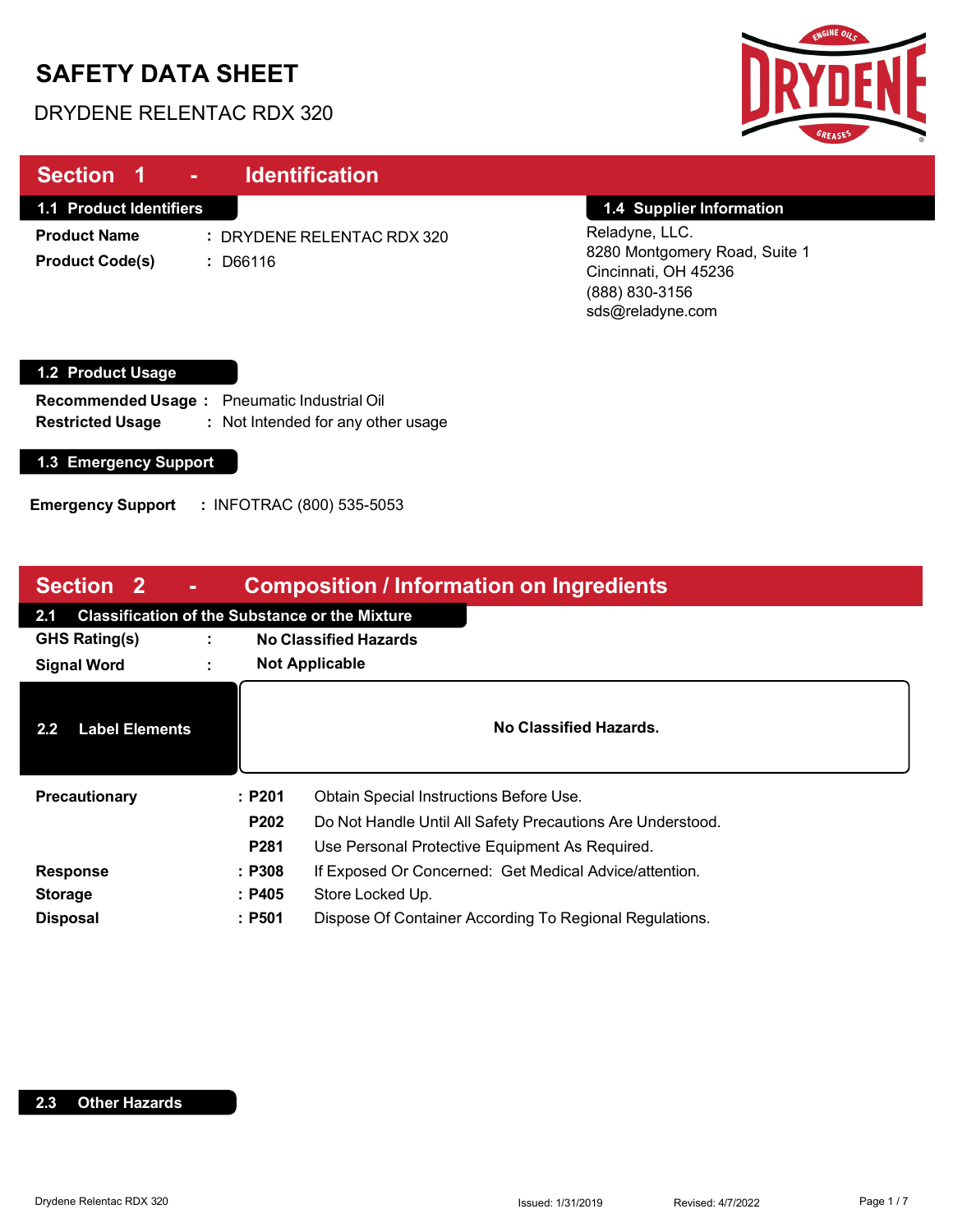# SAFETY DATA SHEET

DRYDENE RELENTAC RDX 320

## Section 1 - Identification

### 1.1 Product Identifiers

**Product Name** : DRYDENE RELENTAC RDX 320

**Product Code(s)** : D66116

### 1.4 Supplier Information

Reladyne, LLC.
8280 Montgomery Road, Suite 1
Cincinnati, OH 45236
(888) 830-3156
sds@reladyne.com

### 1.2 Product Usage

**Recommended Usage** : Pneumatic Industrial Oil

**Restricted Usage** : Not Intended for any other usage

### 1.3 Emergency Support

**Emergency Support** : INFOTRAC (800) 535-5053

## Section 2 - Composition / Information on Ingredients

### 2.1 Classification of the Substance or the Mixture

**GHS Rating(s)** : **No Classified Hazards**

**Signal Word** : **Not Applicable**

### 2.2 Label Elements

**No Classified Hazards.**

| | | |
|---|---|---|
| **Precautionary** | : **P201** | Obtain Special Instructions Before Use. |
| | **P202** | Do Not Handle Until All Safety Precautions Are Understood. |
| | **P281** | Use Personal Protective Equipment As Required. |
| **Response** | : **P308** | If Exposed Or Concerned: Get Medical Advice/attention. |
| **Storage** | : **P405** | Store Locked Up. |
| **Disposal** | : **P501** | Dispose Of Container According To Regional Regulations. |

### 2.3 Other Hazards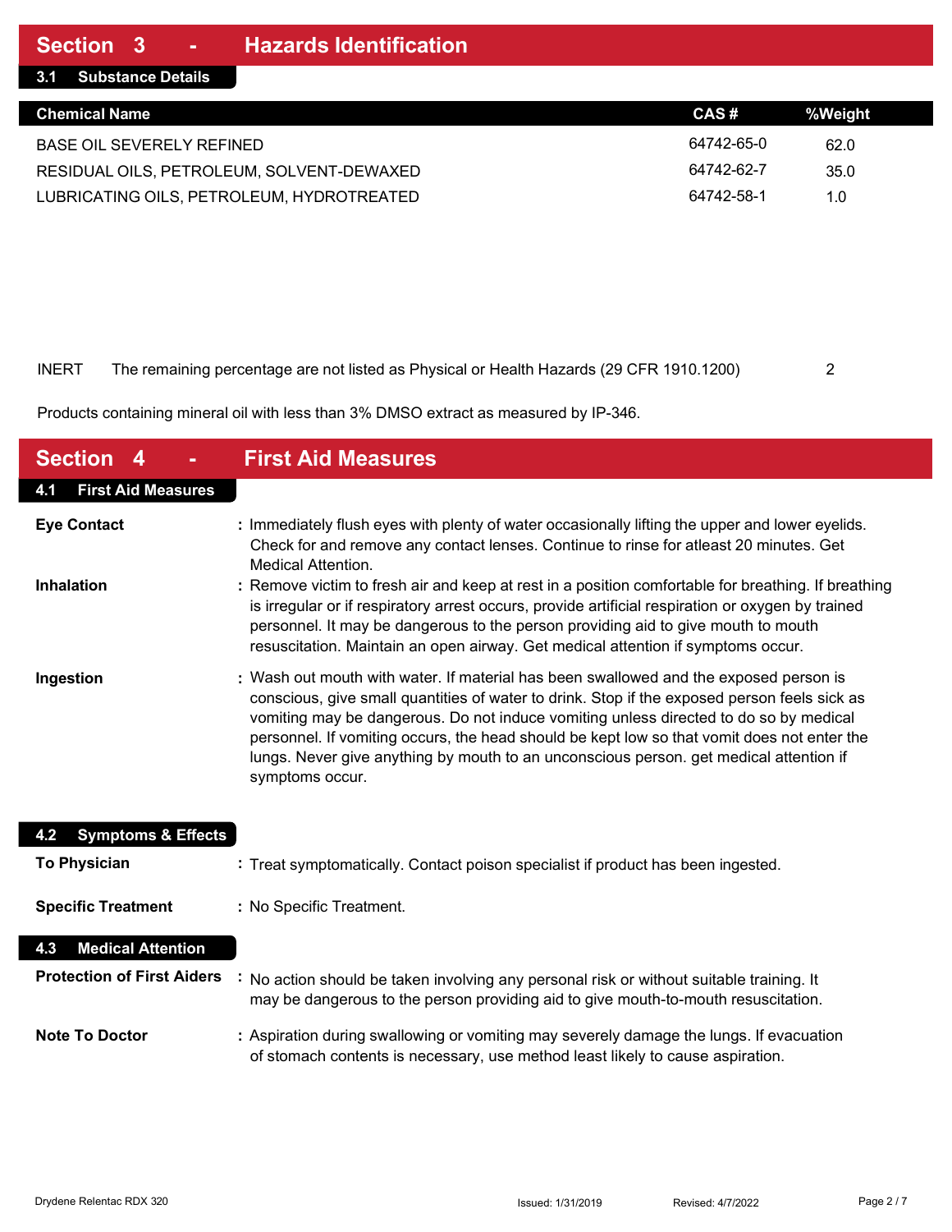## Section 3 - Hazards Identification

### 3.1 Substance Details

| Chemical Name | CAS # | %Weight |
|---|---|---|
| BASE OIL SEVERELY REFINED | 64742-65-0 | 62.0 |
| RESIDUAL OILS, PETROLEUM, SOLVENT-DEWAXED | 64742-62-7 | 35.0 |
| LUBRICATING OILS, PETROLEUM, HYDROTREATED | 64742-58-1 | 1.0 |
| INERT The remaining percentage are not listed as Physical or Health Hazards (29 CFR 1910.1200) | | 2 |

Products containing mineral oil with less than 3% DMSO extract as measured by IP-346.

## Section 4 - First Aid Measures

### 4.1 First Aid Measures

**Eye Contact** : Immediately flush eyes with plenty of water occasionally lifting the upper and lower eyelids. Check for and remove any contact lenses. Continue to rinse for atleast 20 minutes. Get Medical Attention.

**Inhalation** : Remove victim to fresh air and keep at rest in a position comfortable for breathing. If breathing is irregular or if respiratory arrest occurs, provide artificial respiration or oxygen by trained personnel. It may be dangerous to the person providing aid to give mouth to mouth resuscitation. Maintain an open airway. Get medical attention if symptoms occur.

**Ingestion** : Wash out mouth with water. If material has been swallowed and the exposed person is conscious, give small quantities of water to drink. Stop if the exposed person feels sick as vomiting may be dangerous. Do not induce vomiting unless directed to do so by medical personnel. If vomiting occurs, the head should be kept low so that vomit does not enter the lungs. Never give anything by mouth to an unconscious person. get medical attention if symptoms occur.

### 4.2 Symptoms & Effects

**To Physician** : Treat symptomatically. Contact poison specialist if product has been ingested.

**Specific Treatment** : No Specific Treatment.

### 4.3 Medical Attention

**Protection of First Aiders** : No action should be taken involving any personal risk or without suitable training. It may be dangerous to the person providing aid to give mouth-to-mouth resuscitation.

**Note To Doctor** : Aspiration during swallowing or vomiting may severely damage the lungs. If evacuation of stomach contents is necessary, use method least likely to cause aspiration.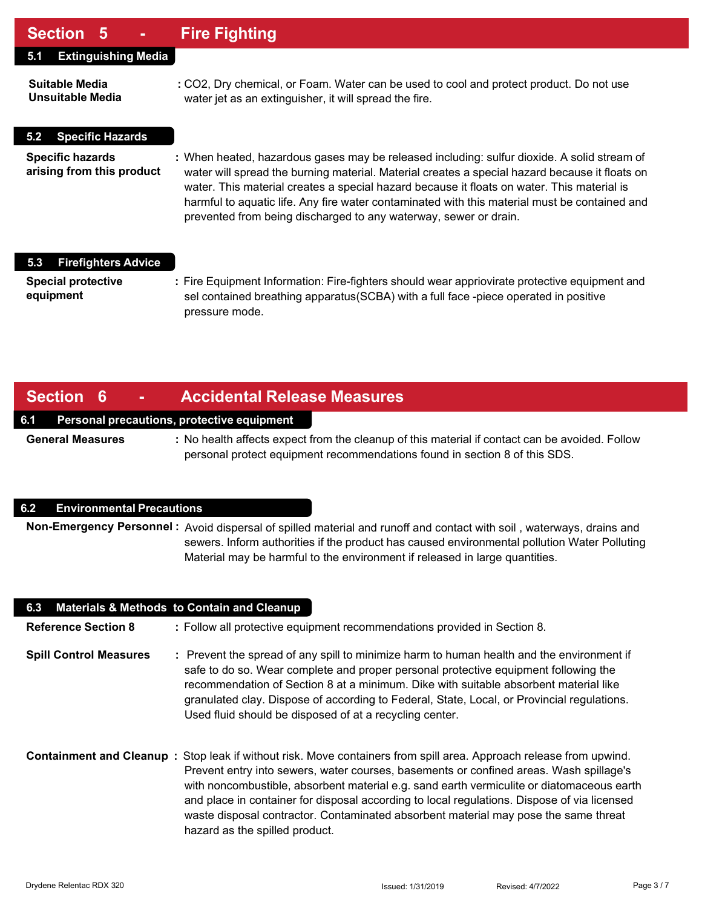# Section 5 - Fire Fighting

## 5.1 Extinguishing Media

**Suitable Media**
**Unsuitable Media**
: $CO_2$, Dry chemical, or Foam. Water can be used to cool and protect product. Do not use water jet as an extinguisher, it will spread the fire.

## 5.2 Specific Hazards

**Specific hazards arising from this product** : When heated, hazardous gases may be released including: sulfur dioxide. A solid stream of water will spread the burning material. Material creates a special hazard because it floats on water. This material creates a special hazard because it floats on water. This material is harmful to aquatic life. Any fire water contaminated with this material must be contained and prevented from being discharged to any waterway, sewer or drain.

## 5.3 Firefighters Advice

**Special protective equipment** : Fire Equipment Information: Fire-fighters should wear appriovirate protective equipment and sel contained breathing apparatus(SCBA) with a full face -piece operated in positive pressure mode.

# Section 6 - Accidental Release Measures

## 6.1 Personal precautions, protective equipment

**General Measures** : No health affects expect from the cleanup of this material if contact can be avoided. Follow personal protect equipment recommendations found in section 8 of this SDS.

## 6.2 Environmental Precautions

**Non-Emergency Personnel** : Avoid dispersal of spilled material and runoff and contact with soil , waterways, drains and sewers. Inform authorities if the product has caused environmental pollution Water Polluting Material may be harmful to the environment if released in large quantities.

## 6.3 Materials & Methods to Contain and Cleanup

**Reference Section 8** : Follow all protective equipment recommendations provided in Section 8.

**Spill Control Measures** : Prevent the spread of any spill to minimize harm to human health and the environment if safe to do so. Wear complete and proper personal protective equipment following the recommendation of Section 8 at a minimum. Dike with suitable absorbent material like granulated clay. Dispose of according to Federal, State, Local, or Provincial regulations. Used fluid should be disposed of at a recycling center.

**Containment and Cleanup** : Stop leak if without risk. Move containers from spill area. Approach release from upwind. Prevent entry into sewers, water courses, basements or confined areas. Wash spillage's with noncombustible, absorbent material e.g. sand earth vermiculite or diatomaceous earth and place in container for disposal according to local regulations. Dispose of via licensed waste disposal contractor. Contaminated absorbent material may pose the same threat hazard as the spilled product.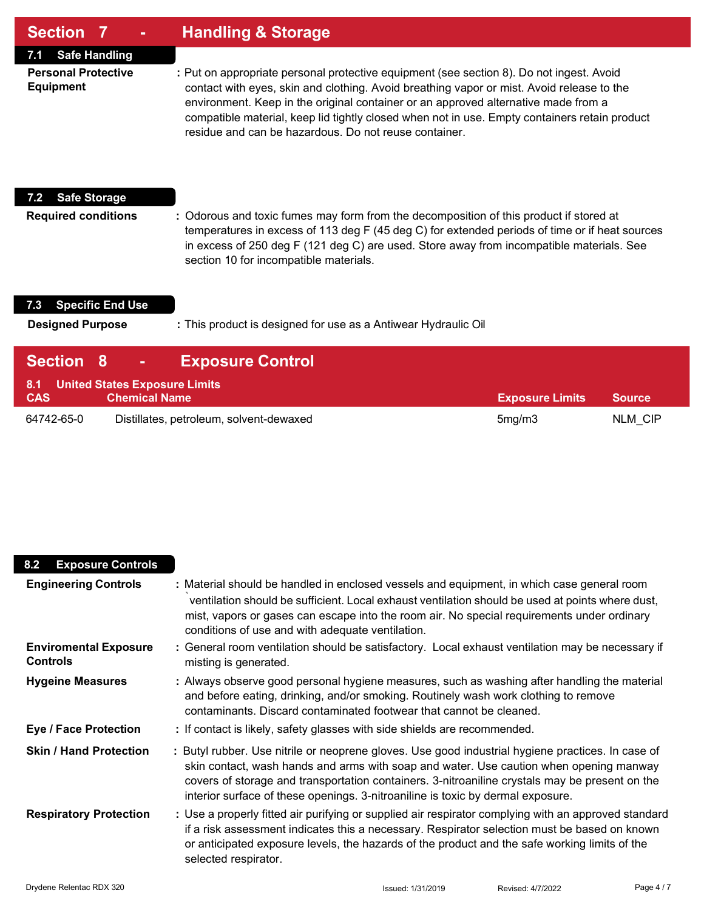## Section 7 - Handling & Storage

### 7.1 Safe Handling

**Personal Protective Equipment** : Put on appropriate personal protective equipment (see section 8). Do not ingest. Avoid contact with eyes, skin and clothing. Avoid breathing vapor or mist. Avoid release to the environment. Keep in the original container or an approved alternative made from a compatible material, keep lid tightly closed when not in use. Empty containers retain product residue and can be hazardous. Do not reuse container.

### 7.2 Safe Storage

**Required conditions** : Odorous and toxic fumes may form from the decomposition of this product if stored at temperatures in excess of 113 deg F (45 deg C) for extended periods of time or if heat sources in excess of 250 deg F (121 deg C) are used. Store away from incompatible materials. See section 10 for incompatible materials.

### 7.3 Specific End Use

**Designed Purpose** : This product is designed for use as a Antiwear Hydraulic Oil

## Section 8 - Exposure Control

### 8.1 United States Exposure Limits

| CAS | Chemical Name | Exposure Limits | Source |
|---|---|---|---|
| 64742-65-0 | Distillates, petroleum, solvent-dewaxed | 5mg/m3 | NLM_CIP |

### 8.2 Exposure Controls

**Engineering Controls** : Material should be handled in enclosed vessels and equipment, in which case general room `ventilation should be sufficient. Local exhaust ventilation should be used at points where dust, mist, vapors or gases can escape into the room air. No special requirements under ordinary conditions of use and with adequate ventilation.

**Enviromental Exposure Controls** : General room ventilation should be satisfactory. Local exhaust ventilation may be necessary if misting is generated.

**Hygeine Measures** : Always observe good personal hygiene measures, such as washing after handling the material and before eating, drinking, and/or smoking. Routinely wash work clothing to remove contaminants. Discard contaminated footwear that cannot be cleaned.

**Eye / Face Protection** : If contact is likely, safety glasses with side shields are recommended.

**Skin / Hand Protection** : Butyl rubber. Use nitrile or neoprene gloves. Use good industrial hygiene practices. In case of skin contact, wash hands and arms with soap and water. Use caution when opening manway covers of storage and transportation containers. 3-nitroaniline crystals may be present on the interior surface of these openings. 3-nitroaniline is toxic by dermal exposure.

**Respiratory Protection** : Use a properly fitted air purifying or supplied air respirator complying with an approved standard if a risk assessment indicates this a necessary. Respirator selection must be based on known or anticipated exposure levels, the hazards of the product and the safe working limits of the selected respirator.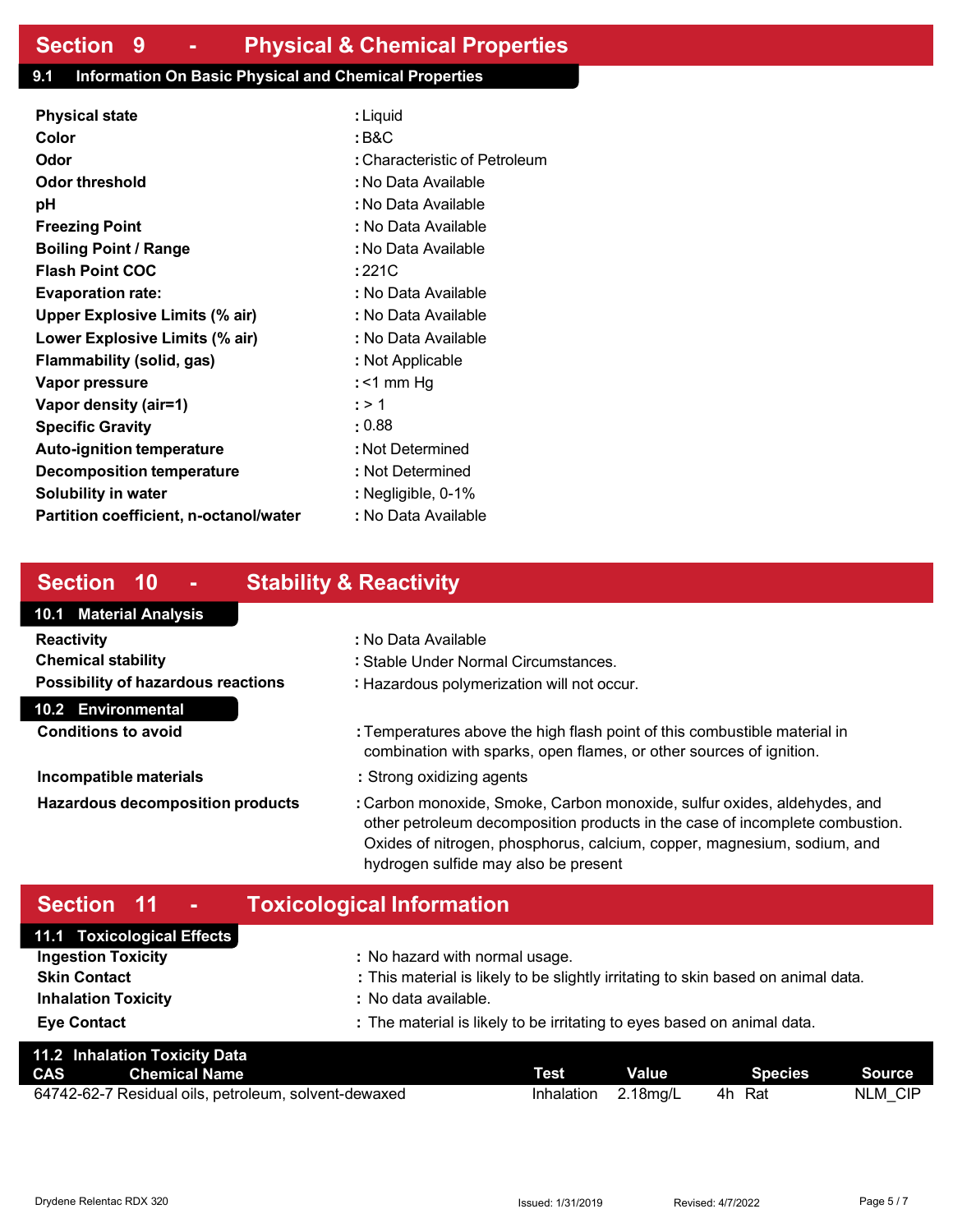## Section 9 - Physical & Chemical Properties

### 9.1 Information On Basic Physical and Chemical Properties

| | |
|---|---|
| **Physical state** | : Liquid |
| **Color** | : B&C |
| **Odor** | : Characteristic of Petroleum |
| **Odor threshold** | : No Data Available |
| **pH** | : No Data Available |
| **Freezing Point** | : No Data Available |
| **Boiling Point / Range** | : No Data Available |
| **Flash Point COC** | : 221C |
| **Evaporation rate:** | : No Data Available |
| **Upper Explosive Limits (% air)** | : No Data Available |
| **Lower Explosive Limits (% air)** | : No Data Available |
| **Flammability (solid, gas)** | : Not Applicable |
| **Vapor pressure** | : <1 mm Hg |
| **Vapor density (air=1)** | : > 1 |
| **Specific Gravity** | : 0.88 |
| **Auto-ignition temperature** | : Not Determined |
| **Decomposition temperature** | : Not Determined |
| **Solubility in water** | : Negligible, 0-1% |
| **Partition coefficient, n-octanol/water** | : No Data Available |

## Section 10 - Stability & Reactivity

### 10.1 Material Analysis

| | |
|---|---|
| **Reactivity** | : No Data Available |
| **Chemical stability** | : Stable Under Normal Circumstances. |
| **Possibility of hazardous reactions** | : Hazardous polymerization will not occur. |

### 10.2 Environmental

| | |
|---|---|
| **Conditions to avoid** | : Temperatures above the high flash point of this combustible material in combination with sparks, open flames, or other sources of ignition. |
| **Incompatible materials** | : Strong oxidizing agents |
| **Hazardous decomposition products** | : Carbon monoxide, Smoke, Carbon monoxide, sulfur oxides, aldehydes, and other petroleum decomposition products in the case of incomplete combustion. Oxides of nitrogen, phosphorus, calcium, copper, magnesium, sodium, and hydrogen sulfide may also be present |

## Section 11 - Toxicological Information

### 11.1 Toxicological Effects

| | |
|---|---|
| **Ingestion Toxicity** | : No hazard with normal usage. |
| **Skin Contact** | : This material is likely to be slightly irritating to skin based on animal data. |
| **Inhalation Toxicity** | : No data available. |
| **Eye Contact** | : The material is likely to be irritating to eyes based on animal data. |

### 11.2 Inhalation Toxicity Data

| CAS | Chemical Name | Test | Value | Species | Source |
|---|---|---|---|---|---|
| 64742-62-7 | Residual oils, petroleum, solvent-dewaxed | Inhalation | 2.18mg/L | 4h Rat | NLM_CIP |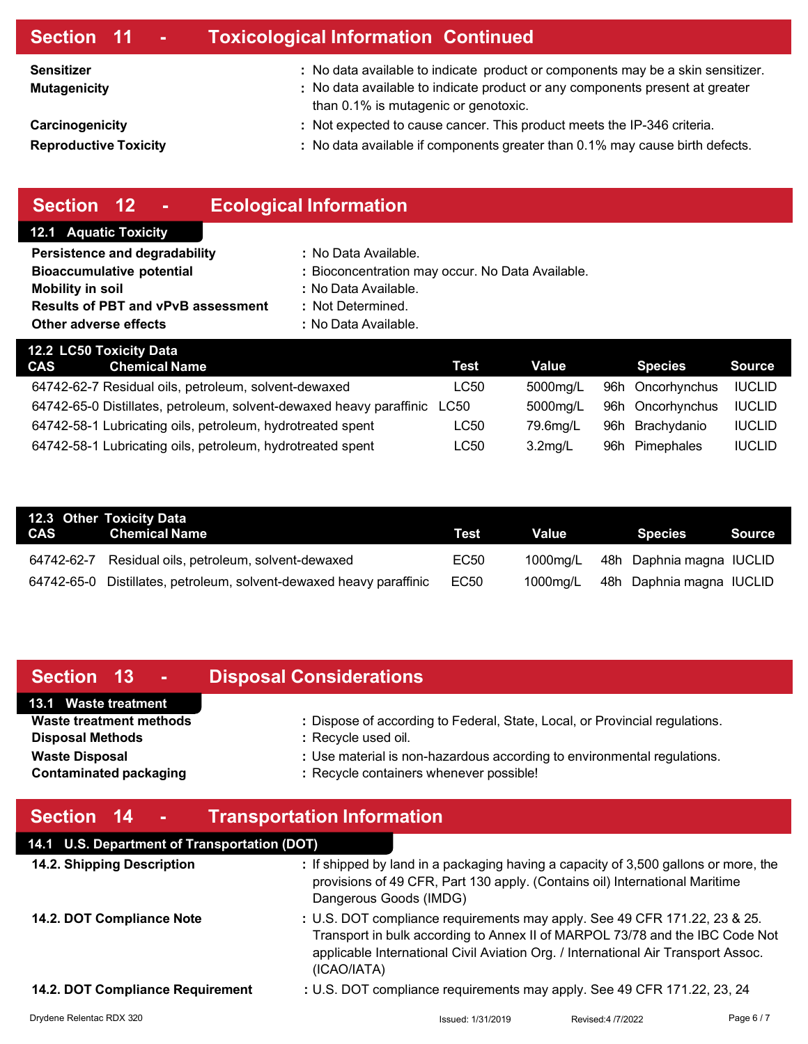## Section 11 - Toxicological Information Continued

**Sensitizer** : No data available to indicate product or components may be a skin sensitizer.

**Mutagenicity** : No data available to indicate product or any components present at greater than 0.1% is mutagenic or genotoxic.

**Carcinogenicity** : Not expected to cause cancer. This product meets the IP-346 criteria.

**Reproductive Toxicity** : No data available if components greater than 0.1% may cause birth defects.

## Section 12 - Ecological Information

### 12.1 Aquatic Toxicity

**Persistence and degradability** : No Data Available.

**Bioaccumulative potential** : Bioconcentration may occur. No Data Available.

**Mobility in soil** : No Data Available.

**Results of PBT and vPvB assessment** : Not Determined.

**Other adverse effects** : No Data Available.

### 12.2 LC50 Toxicity Data

| CAS | Chemical Name | Test | Value | | Species | Source |
|---|---|---|---|---|---|---|
| 64742-62-7 | Residual oils, petroleum, solvent-dewaxed | LC50 | 5000mg/L | 96h | Oncorhynchus | IUCLID |
| 64742-65-0 | Distillates, petroleum, solvent-dewaxed heavy paraffinic | LC50 | 5000mg/L | 96h | Oncorhynchus | IUCLID |
| 64742-58-1 | Lubricating oils, petroleum, hydrotreated spent | LC50 | 79.6mg/L | 96h | Brachydanio | IUCLID |
| 64742-58-1 | Lubricating oils, petroleum, hydrotreated spent | LC50 | 3.2mg/L | 96h | Pimephales | IUCLID |

### 12.3 Other Toxicity Data

| CAS | Chemical Name | Test | Value | | Species | Source |
|---|---|---|---|---|---|---|
| 64742-62-7 | Residual oils, petroleum, solvent-dewaxed | EC50 | 1000mg/L | 48h | Daphnia magna | IUCLID |
| 64742-65-0 | Distillates, petroleum, solvent-dewaxed heavy paraffinic | EC50 | 1000mg/L | 48h | Daphnia magna | IUCLID |

## Section 13 - Disposal Considerations

### 13.1 Waste treatment

**Waste treatment methods** : Dispose of according to Federal, State, Local, or Provincial regulations.

**Disposal Methods** : Recycle used oil.

**Waste Disposal** : Use material is non-hazardous according to environmental regulations.

**Contaminated packaging** : Recycle containers whenever possible!

## Section 14 - Transportation Information

### 14.1 U.S. Department of Transportation (DOT)

**14.2. Shipping Description** : If shipped by land in a packaging having a capacity of 3,500 gallons or more, the provisions of 49 CFR, Part 130 apply. (Contains oil) International Maritime Dangerous Goods (IMDG)

**14.2. DOT Compliance Note** : U.S. DOT compliance requirements may apply. See 49 CFR 171.22, 23 & 25. Transport in bulk according to Annex II of MARPOL 73/78 and the IBC Code Not applicable International Civil Aviation Org. / International Air Transport Assoc. (ICAO/IATA)

**14.2. DOT Compliance Requirement** : U.S. DOT compliance requirements may apply. See 49 CFR 171.22, 23, 24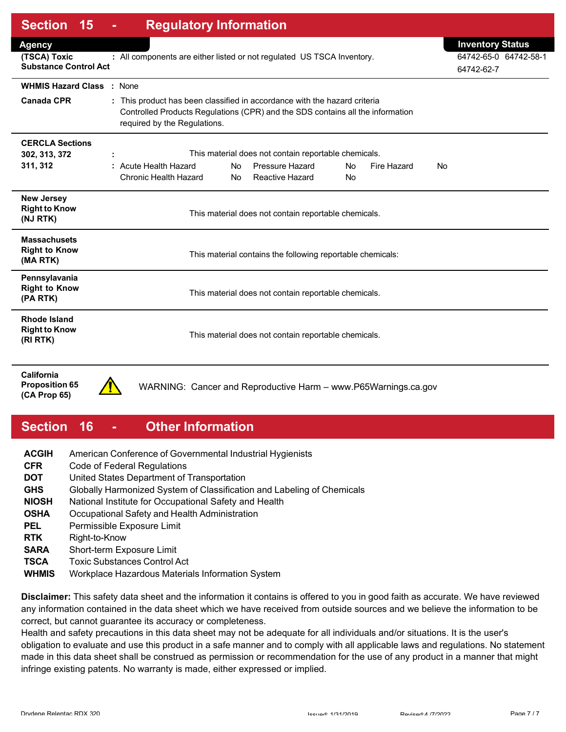## Section 15 - Regulatory Information

| Agency | | Inventory Status |
|---|---|---|
| (TSCA) Toxic Substance Control Act | : All components are either listed or not regulated US TSCA Inventory. | 64742-65-0 64742-58-1 64742-62-7 |

**WHMIS Hazard Class** : None

**Canada CPR** : This product has been classified in accordance with the hazard criteria Controlled Products Regulations (CPR) and the SDS contains all the information required by the Regulations.

**CERCLA Sections 302, 313, 372** : This material does not contain reportable chemicals.

**311, 312** :

| | | | | | |
|---|---|---|---|---|---|
| Acute Health Hazard | No | Pressure Hazard | No | Fire Hazard | No |
| Chronic Health Hazard | No | Reactive Hazard | No | | |

**New Jersey Right to Know (NJ RTK)** This material does not contain reportable chemicals.

**Massachusets Right to Know (MA RTK)** This material contains the following reportable chemicals:

**Pennsylavania Right to Know (PA RTK)** This material does not contain reportable chemicals.

**Rhode Island Right to Know (RI RTK)** This material does not contain reportable chemicals.

**California Proposition 65 (CA Prop 65)** WARNING: Cancer and Reproductive Harm – www.P65Warnings.ca.gov

## Section 16 - Other Information

**ACGIH** American Conference of Governmental Industrial Hygienists
**CFR** Code of Federal Regulations
**DOT** United States Department of Transportation
**GHS** Globally Harmonized System of Classification and Labeling of Chemicals
**NIOSH** National Institute for Occupational Safety and Health
**OSHA** Occupational Safety and Health Administration
**PEL** Permissible Exposure Limit
**RTK** Right-to-Know
**SARA** Short-term Exposure Limit
**TSCA** Toxic Substances Control Act
**WHMIS** Workplace Hazardous Materials Information System

**Disclaimer:** This safety data sheet and the information it contains is offered to you in good faith as accurate. We have reviewed any information contained in the data sheet which we have received from outside sources and we believe the information to be correct, but cannot guarantee its accuracy or completeness.
Health and safety precautions in this data sheet may not be adequate for all individuals and/or situations. It is the user's obligation to evaluate and use this product in a safe manner and to comply with all applicable laws and regulations. No statement made in this data sheet shall be construed as permission or recommendation for the use of any product in a manner that might infringe existing patents. No warranty is made, either expressed or implied.